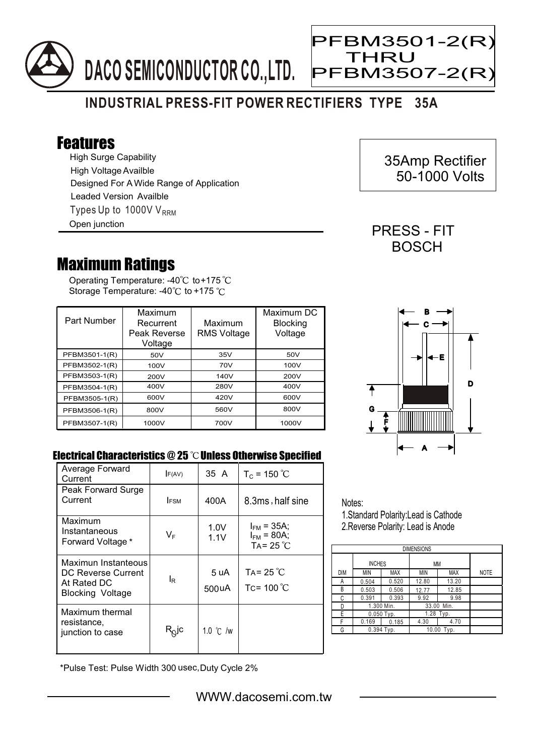# DACO SEMICONDUCTOR CO.,LTD.

PFBM3501-2(R)
THRU
PFBM3507-2(R)

## INDUSTRIAL PRESS-FIT POWER RECTIFIERS TYPE 35A

## Features

- High Surge Capability
- High Voltage Availble
- Designed For A Wide Range of Application
- Leaded Version Availble
- Types Up to 1000V $V_{RRM}$
- Open junction

35Amp Rectifier
50-1000 Volts

PRESS - FIT
BOSCH

## Maximum Ratings

Operating Temperature: -40℃ to +175℃
Storage Temperature: -40℃ to +175℃

| Part Number | Maximum Recurrent Peak Reverse Voltage | Maximum RMS Voltage | Maximum DC Blocking Voltage |
|---|---|---|---|
| PFBM3501-1(R) | 50V | 35V | 50V |
| PFBM3502-1(R) | 100V | 70V | 100V |
| PFBM3503-1(R) | 200V | 140V | 200V |
| PFBM3504-1(R) | 400V | 280V | 400V |
| PFBM3505-1(R) | 600V | 420V | 600V |
| PFBM3506-1(R) | 800V | 560V | 800V |
| PFBM3507-1(R) | 1000V | 700V | 1000V |

### Electrical Characteristics @ 25℃ Unless Otherwise Specified

| | | | |
|---|---|---|---|
| Average Forward Current | $I_{F(AV)}$ | 35 A | $T_C$ = 150℃ |
| Peak Forward Surge Current | $I_{FSM}$ | 400A | 8.3ms, half sine |
| Maximum Instantaneous Forward Voltage * | $V_F$ | 1.0V<br>1.1V | $I_{FM}$ = 35A;<br>$I_{FM}$ = 80A;<br>$T_A$ = 25℃ |
| Maximun Instanteous DC Reverse Current At Rated DC Blocking Voltage | $I_R$ | 5 uA<br>500uA | $T_A$ = 25℃<br>$T_C$ = 100℃ |
| Maximum thermal resistance, junction to case | $R_{\theta}jc$ | 1.0 ℃ /w | |

*Pulse Test: Pulse Width 300 usec, Duty Cycle 2%

Notes:
1. Standard Polarity: Lead is Cathode
2. Reverse Polarity: Lead is Anode

| DIMENSIONS | | | | | |
|---|---|---|---|---|---|
| | INCHES | | MM | | |
| DIM | MIN | MAX | MIN | MAX | NOTE |
| A | 0.504 | 0.520 | 12.80 | 13.20 | |
| B | 0.503 | 0.506 | 12.77 | 12.85 | |
| C | 0.391 | 0.393 | 9.92 | 9.98 | |
| D | 1.300 Min. | | 33.00 Min. | | |
| E | 0.050 Typ. | | 1.28 Typ. | | |
| F | 0.169 | 0.185 | 4.30 | 4.70 | |
| G | 0.394 Typ. | | 10.00 Typ. | | |

WWW.dacosemi.com.tw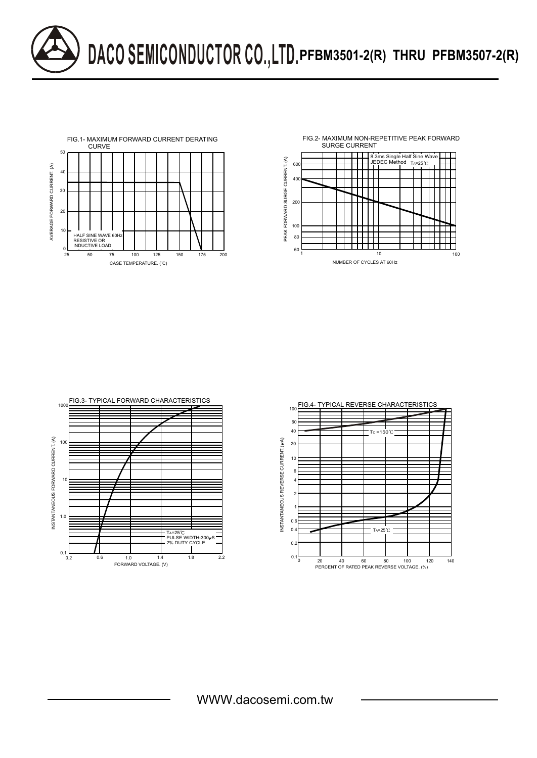FIG.1- MAXIMUM FORWARD CURRENT DERATING CURVE

AVERAGE FORWARD CURRENT. (A)

50
40
30
20
10
0

25 50 75 100 125 150 175 200

CASE TEMPERATURE. (°C)

HALF SINE WAVE 60Hz
RESISTIVE OR
INDUCTIVE LOAD

FIG.2- MAXIMUM NON-REPETITIVE PEAK FORWARD SURGE CURRENT

PEAK FORWARD SURGE CURRENT. (A)

600
400
200
100
80
60

1 10 100

NUMBER OF CYCLES AT 60Hz

8.3ms Single Half Sine Wave
JEDEC Method $T_A$=25°C

FIG.3- TYPICAL FORWARD CHARACTERISTICS

INSTANTANEOUS FORWARD CURRENT. (A)

1000
100
10
1.0
0.1

0.2 0.6 1.0 1.4 1.8 2.2

FORWARD VOLTAGE. (V)

$T_A$=25°C
PULSE WIDTH-300μS
2% DUTY CYCLE

FIG.4- TYPICAL REVERSE CHARACTERISTICS

INSTANTANEOUS REVERSE CURRENT.(μA)

100
60
40
20
10
6
4
2
1
0.6
0.4
0.2
0.1

0 20 40 60 80 100 120 140

PERCENT OF RATED PEAK REVERSE VOLTAGE. (%)

$T_C$ =150°C

$T_A$=25°C